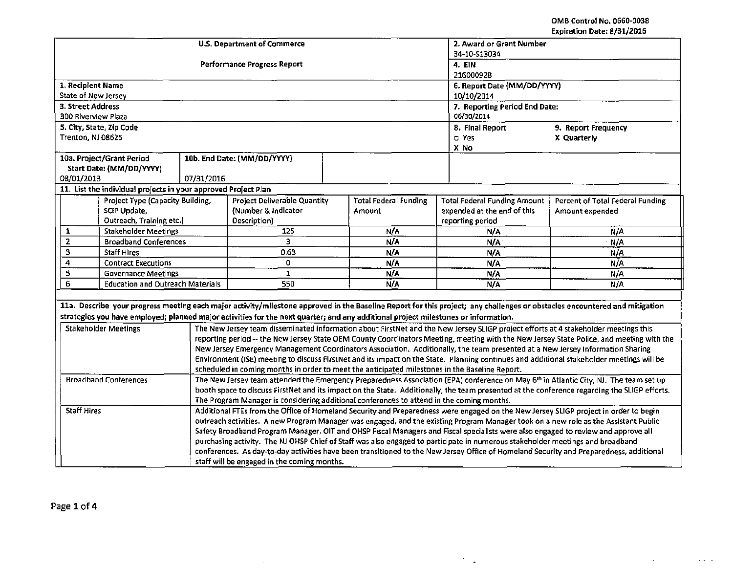OMB Control No. 0660-0038
Expiration Date: 8/31/2016

| U.S. Department of Commerce<br>Performance Progress Report | 2. Award or Grant Number<br>34-10-S13034 | |
|---|---|---|
| | 4. EIN<br>216000928 | |
| 1. Recipient Name<br>State of New Jersey | 6. Report Date (MM/DD/YYYY)<br>10/10/2014 | |
| 3. Street Address<br>300 Riverview Plaza | 7. Reporting Period End Date:<br>06/30/2014 | |
| 5. City, State, Zip Code<br>Trenton, NJ 08625 | 8. Final Report<br>☐ Yes<br>X No | 9. Report Frequency<br>X Quarterly |
| 10a. Project/Grant Period Start Date: (MM/DD/YYYY)<br>08/01/2013 | 10b. End Date: (MM/DD/YYYY)<br>07/31/2016 | |

**11. List the individual projects in your approved Project Plan**

| | Project Type (Capacity Building, SCIP Update, Outreach, Training etc.) | Project Deliverable Quantity (Number & Indicator Description) | Total Federal Funding Amount | Total Federal Funding Amount expended at the end of this reporting period | Percent of Total Federal Funding Amount expended |
|---|---|---|---|---|---|
| 1 | Stakeholder Meetings | 125 | N/A | N/A | N/A |
| 2 | Broadband Conferences | 3 | N/A | N/A | N/A |
| 3 | Staff Hires | 0.63 | N/A | N/A | N/A |
| 4 | Contract Executions | 0 | N/A | N/A | N/A |
| 5 | Governance Meetings | 1 | N/A | N/A | N/A |
| 6 | Education and Outreach Materials | 550 | N/A | N/A | N/A |

**11a. Describe your progress meeting each major activity/milestone approved in the Baseline Report for this project; any challenges or obstacles encountered and mitigation strategies you have employed; planned major activities for the next quarter; and any additional project milestones or information.**

| Activity | Description |
|---|---|
| Stakeholder Meetings | The New Jersey team disseminated information about FirstNet and the New Jersey SLIGP project efforts at 4 stakeholder meetings this reporting period -- the New Jersey State OEM County Coordinators Meeting, meeting with the New Jersey State Police, and meeting with the New Jersey Emergency Management Coordinators Association. Additionally, the team presented at a New Jersey Information Sharing Environment (ISE) meeting to discuss FirstNet and its impact on the State. Planning continues and additional stakeholder meetings will be scheduled in coming months in order to meet the anticipated milestones in the Baseline Report. |
| Broadband Conferences | The New Jersey team attended the Emergency Preparedness Association (EPA) conference on May 6th in Atlantic City, NJ. The team set up booth space to discuss FirstNet and its impact on the State. Additionally, the team presented at the conference regarding the SLIGP efforts. The Program Manager is considering additional conferences to attend in the coming months. |
| Staff Hires | Additional FTEs from the Office of Homeland Security and Preparedness were engaged on the New Jersey SLIGP project in order to begin outreach activities. A new Program Manager was engaged, and the existing Program Manager took on a new role as the Assistant Public Safety Broadband Program Manager. OIT and OHSP Fiscal Managers and Fiscal specialists were also engaged to review and approve all purchasing activity. The NJ OHSP Chief of Staff was also engaged to participate in numerous stakeholder meetings and broadband conferences. As day-to-day activities have been transitioned to the New Jersey Office of Homeland Security and Preparedness, additional staff will be engaged in the coming months. |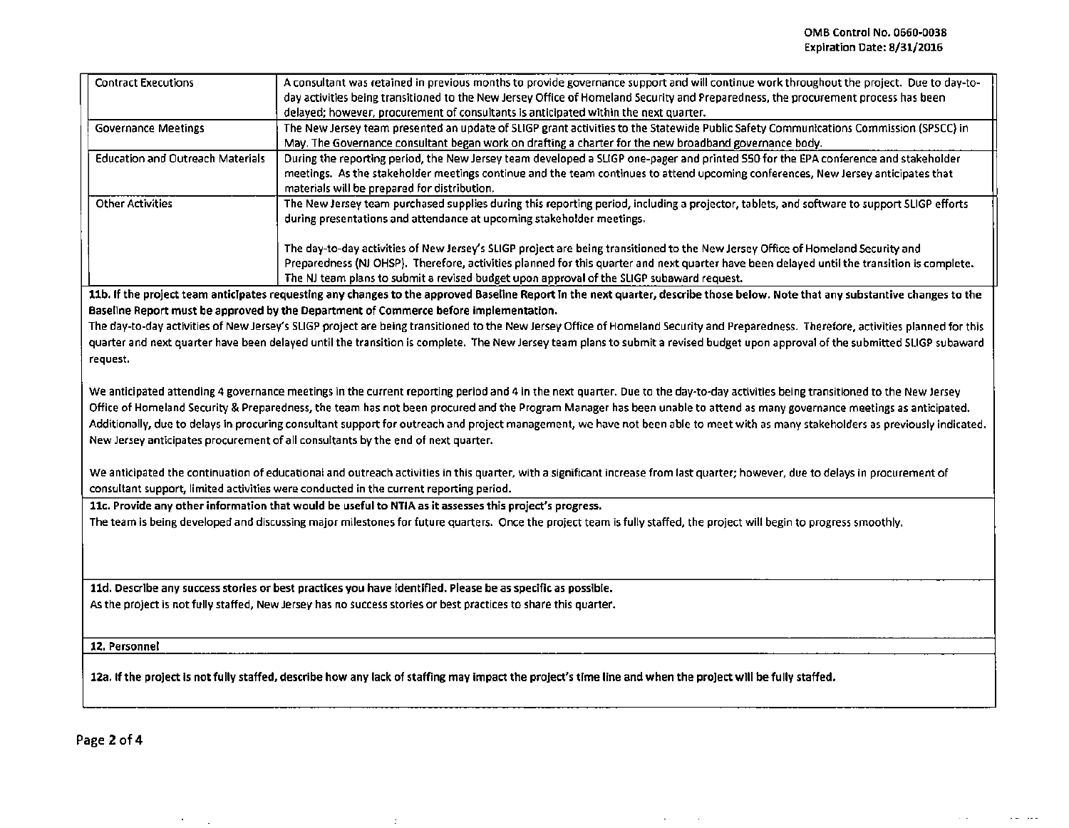| Contract Executions | A consultant was retained in previous months to provide governance support and will continue work throughout the project. Due to day-to-day activities being transitioned to the New Jersey Office of Homeland Security and Preparedness, the procurement process has been delayed; however, procurement of consultants is anticipated within the next quarter. |
|---|---|
| Governance Meetings | The New Jersey team presented an update of SLIGP grant activities to the Statewide Public Safety Communications Commission (SPSCC) in May. The Governance consultant began work on drafting a charter for the new broadband governance body. |
| Education and Outreach Materials | During the reporting period, the New Jersey team developed a SLIGP one-pager and printed 550 for the EPA conference and stakeholder meetings. As the stakeholder meetings continue and the team continues to attend upcoming conferences, New Jersey anticipates that materials will be prepared for distribution. |
| Other Activities | The New Jersey team purchased supplies during this reporting period, including a projector, tablets, and software to support SLIGP efforts during presentations and attendance at upcoming stakeholder meetings.<br><br>The day-to-day activities of New Jersey's SLIGP project are being transitioned to the New Jersey Office of Homeland Security and Preparedness (NJ OHSP). Therefore, activities planned for this quarter and next quarter have been delayed until the transition is complete. The NJ team plans to submit a revised budget upon approval of the SLIGP subaward request. |

**11b. If the project team anticipates requesting any changes to the approved Baseline Report in the next quarter, describe those below. Note that any substantive changes to the Baseline Report must be approved by the Department of Commerce before implementation.**

The day-to-day activities of New Jersey's SLIGP project are being transitioned to the New Jersey Office of Homeland Security and Preparedness. Therefore, activities planned for this quarter and next quarter have been delayed until the transition is complete. The New Jersey team plans to submit a revised budget upon approval of the submitted SLIGP subaward request.

We anticipated attending 4 governance meetings in the current reporting period and 4 in the next quarter. Due to the day-to-day activities being transitioned to the New Jersey Office of Homeland Security & Preparedness, the team has not been procured and the Program Manager has been unable to attend as many governance meetings as anticipated. Additionally, due to delays in procuring consultant support for outreach and project management, we have not been able to meet with as many stakeholders as previously indicated. New Jersey anticipates procurement of all consultants by the end of next quarter.

We anticipated the continuation of educational and outreach activities in this quarter, with a significant increase from last quarter; however, due to delays in procurement of consultant support, limited activities were conducted in the current reporting period.

**11c. Provide any other information that would be useful to NTIA as it assesses this project's progress.**

The team is being developed and discussing major milestones for future quarters. Once the project team is fully staffed, the project will begin to progress smoothly.

**11d. Describe any success stories or best practices you have identified. Please be as specific as possible.**

As the project is not fully staffed, New Jersey has no success stories or best practices to share this quarter.

**12. Personnel**

**12a. If the project is not fully staffed, describe how any lack of staffing may impact the project's time line and when the project will be fully staffed.**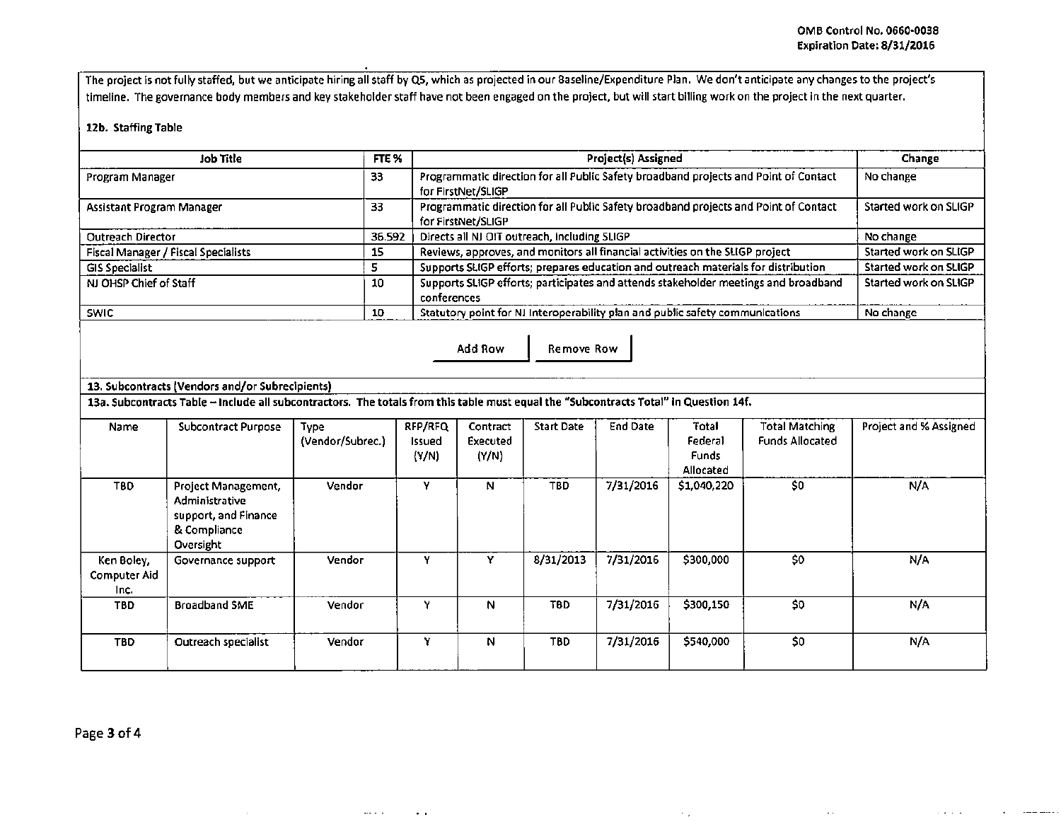The project is not fully staffed, but we anticipate hiring all staff by Q5, which as projected in our Baseline/Expenditure Plan. We don't anticipate any changes to the project's timeline. The governance body members and key stakeholder staff have not been engaged on the project, but will start billing work on the project in the next quarter.

**12b. Staffing Table**

| Job Title | FTE % | Project(s) Assigned | Change |
|---|---|---|---|
| Program Manager | 33 | Programmatic direction for all Public Safety broadband projects and Point of Contact for FirstNet/SLIGP | No change |
| Assistant Program Manager | 33 | Programmatic direction for all Public Safety broadband projects and Point of Contact for FirstNet/SLIGP | Started work on SLIGP |
| Outreach Director | 36.592 | Directs all NJ OIT outreach, including SLIGP | No change |
| Fiscal Manager / Fiscal Specialists | 15 | Reviews, approves, and monitors all financial activities on the SLIGP project | Started work on SLIGP |
| GIS Specialist | 5 | Supports SLIGP efforts; prepares education and outreach materials for distribution | Started work on SLIGP |
| NJ OHSP Chief of Staff | 10 | Supports SLIGP efforts; participates and attends stakeholder meetings and broadband conferences | Started work on SLIGP |
| SWIC | 10 | Statutory point for NJ Interoperability plan and public safety communications | No change |

**13. Subcontracts (Vendors and/or Subrecipients)**

**13a. Subcontracts Table – Include all subcontractors. The totals from this table must equal the "Subcontracts Total" in Question 14f.**

| Name | Subcontract Purpose | Type (Vendor/Subrec.) | RFP/RFQ Issued (Y/N) | Contract Executed (Y/N) | Start Date | End Date | Total Federal Funds Allocated | Total Matching Funds Allocated | Project and % Assigned |
|---|---|---|---|---|---|---|---|---|---|
| TBD | Project Management, Administrative support, and Finance & Compliance Oversight | Vendor | Y | N | TBD | 7/31/2016 | $1,040,220 | $0 | N/A |
| Ken Boley, Computer Aid Inc. | Governance support | Vendor | Y | Y | 8/31/2013 | 7/31/2016 | $300,000 | $0 | N/A |
| TBD | Broadband SME | Vendor | Y | N | TBD | 7/31/2016 | $300,150 | $0 | N/A |
| TBD | Outreach specialist | Vendor | Y | N | TBD | 7/31/2016 | $540,000 | $0 | N/A |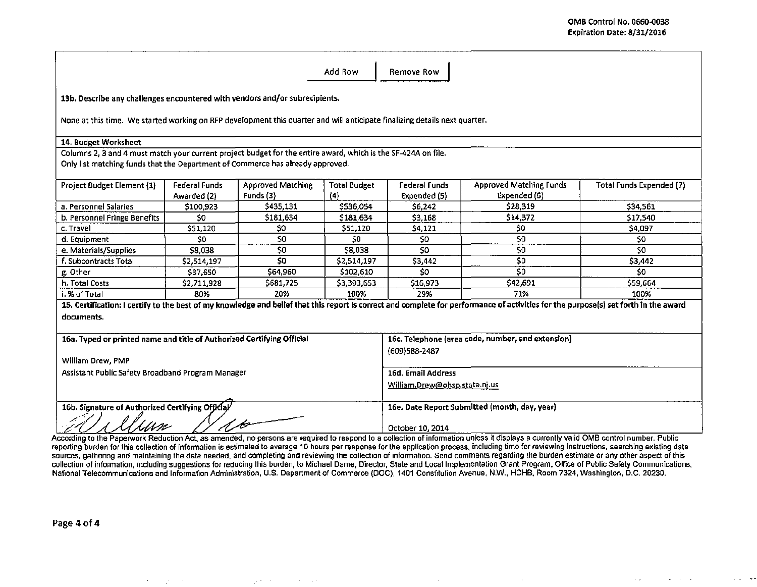Add Row | Remove Row

**13b. Describe any challenges encountered with vendors and/or subrecipients.**

None at this time. We started working on RFP development this quarter and will anticipate finalizing details next quarter.

**14. Budget Worksheet**

Columns 2, 3 and 4 must match your current project budget for the entire award, which is the SF-424A on file.
Only list matching funds that the Department of Commerce has already approved.

| Project Budget Element (1) | Federal Funds Awarded (2) | Approved Matching Funds (3) | Total Budget (4) | Federal Funds Expended (5) | Approved Matching Funds Expended (6) | Total Funds Expended (7) |
|---|---|---|---|---|---|---|
| a. Personnel Salaries | $100,923 | $435,131 | $536,054 | $6,242 | $28,319 | $34,561 |
| b. Personnel Fringe Benefits | $0 | $181,634 | $181,634 | $3,168 | $14,372 | $17,540 |
| c. Travel | $51,120 | $0 | $51,120 | $4,121 | $0 | $4,097 |
| d. Equipment | $0 | $0 | $0 | $0 | $0 | $0 |
| e. Materials/Supplies | $8,038 | $0 | $8,038 | $0 | $0 | $0 |
| f. Subcontracts Total | $2,514,197 | $0 | $2,514,197 | $3,442 | $0 | $3,442 |
| g. Other | $37,650 | $64,960 | $102,610 | $0 | $0 | $0 |
| h. Total Costs | $2,711,928 | $681,725 | $3,393,653 | $16,973 | $42,691 | $59,664 |
| i. % of Total | 80% | 20% | 100% | 29% | 71% | 100% |

**15. Certification: I certify to the best of my knowledge and belief that this report is correct and complete for performance of activities for the purpose(s) set forth in the award documents.**

| | |
|---|---|
| **16a. Typed or printed name and title of Authorized Certifying Official**<br>William Drew, PMP<br>Assistant Public Safety Broadband Program Manager | **16c. Telephone (area code, number, and extension)**<br>(609)588-2487 |
| | **16d. Email Address**<br>William.Drew@ohsp.state.nj.us |
| **16b. Signature of Authorized Certifying Official**<br>William Drew | **16e. Date Report Submitted (month, day, year)**<br>October 10, 2014 |

According to the Paperwork Reduction Act, as amended, no persons are required to respond to a collection of information unless it displays a currently valid OMB control number. Public reporting burden for this collection of information is estimated to average 10 hours per response for the application process, including time for reviewing instructions, searching existing data sources, gathering and maintaining the data needed, and completing and reviewing the collection of information. Send comments regarding the burden estimate or any other aspect of this collection of information, including suggestions for reducing this burden, to Michael Dame, Director, State and Local Implementation Grant Program, Office of Public Safety Communications, National Telecommunications and Information Administration, U.S. Department of Commerce (DOC), 1401 Constitution Avenue, N.W., HCHB, Room 7324, Washington, D.C. 20230.